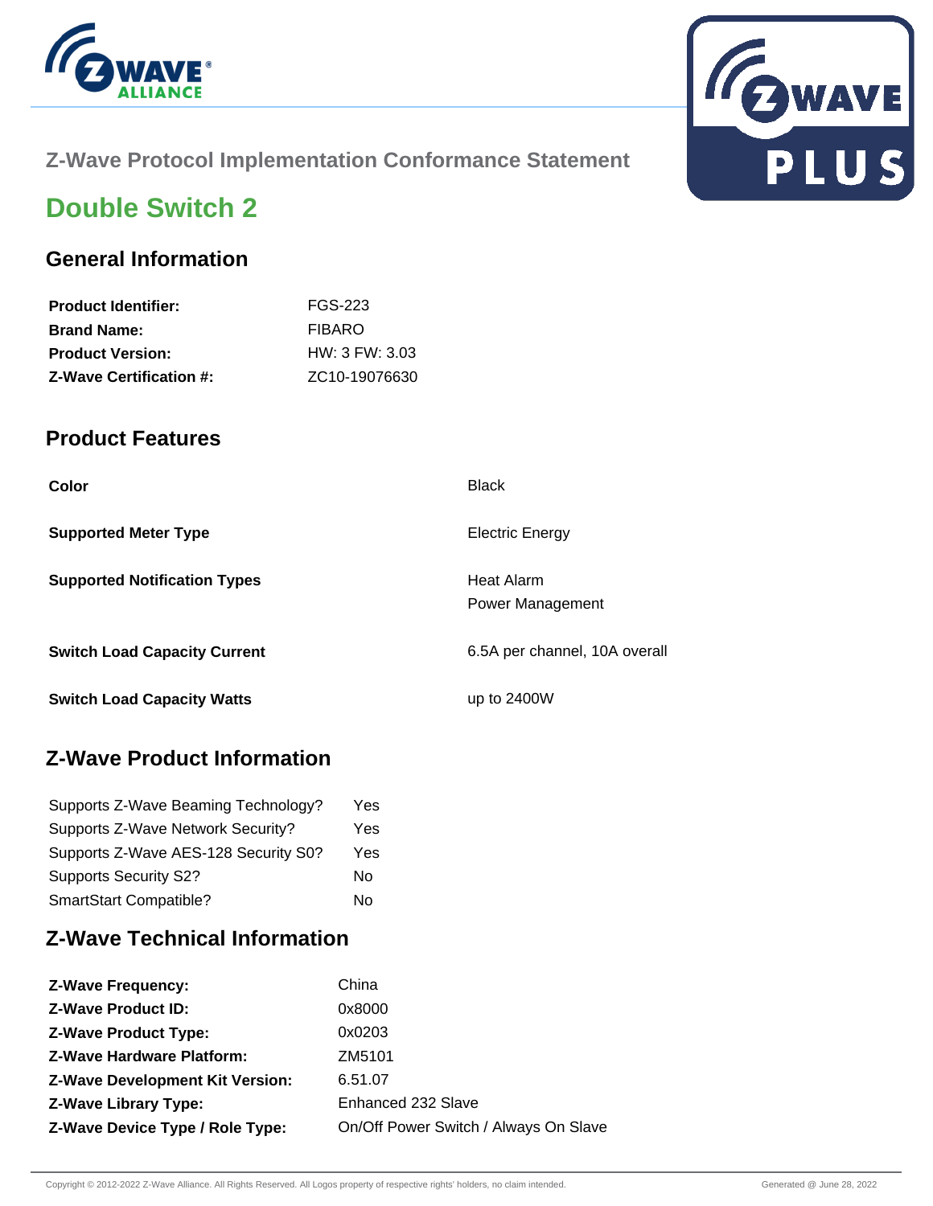Z-Wave Protocol Implementation Conformance Statement

# Double Switch 2

## General Information

| | |
|---|---|
| **Product Identifier:** | FGS-223 |
| **Brand Name:** | FIBARO |
| **Product Version:** | HW: 3 FW: 3.03 |
| **Z-Wave Certification #:** | ZC10-19076630 |

## Product Features

| | |
|---|---|
| **Color** | Black |
| **Supported Meter Type** | Electric Energy |
| **Supported Notification Types** | Heat Alarm<br>Power Management |
| **Switch Load Capacity Current** | 6.5A per channel, 10A overall |
| **Switch Load Capacity Watts** | up to 2400W |

## Z-Wave Product Information

| | |
|---|---|
| Supports Z-Wave Beaming Technology? | Yes |
| Supports Z-Wave Network Security? | Yes |
| Supports Z-Wave AES-128 Security S0? | Yes |
| Supports Security S2? | No |
| SmartStart Compatible? | No |

## Z-Wave Technical Information

| | |
|---|---|
| **Z-Wave Frequency:** | China |
| **Z-Wave Product ID:** | 0x8000 |
| **Z-Wave Product Type:** | 0x0203 |
| **Z-Wave Hardware Platform:** | ZM5101 |
| **Z-Wave Development Kit Version:** | 6.51.07 |
| **Z-Wave Library Type:** | Enhanced 232 Slave |
| **Z-Wave Device Type / Role Type:** | On/Off Power Switch / Always On Slave |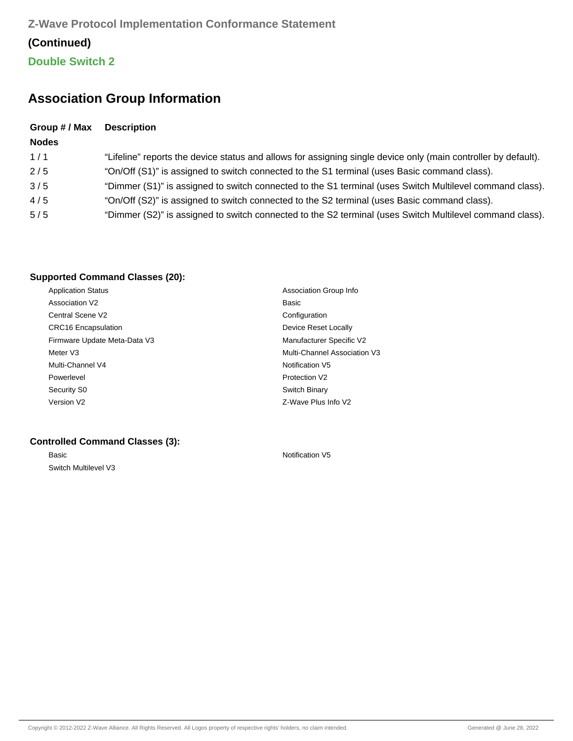Z-Wave Protocol Implementation Conformance Statement

**(Continued)**

**Double Switch 2**

## Association Group Information

| Group # / Max Nodes | Description |
| --- | --- |
| 1 / 1 | “Lifeline” reports the device status and allows for assigning single device only (main controller by default). |
| 2 / 5 | “On/Off (S1)” is assigned to switch connected to the S1 terminal (uses Basic command class). |
| 3 / 5 | “Dimmer (S1)” is assigned to switch connected to the S1 terminal (uses Switch Multilevel command class). |
| 4 / 5 | “On/Off (S2)” is assigned to switch connected to the S2 terminal (uses Basic command class). |
| 5 / 5 | “Dimmer (S2)” is assigned to switch connected to the S2 terminal (uses Switch Multilevel command class). |

### Supported Command Classes (20):

- Application Status
- Association Group Info
- Association V2
- Basic
- Central Scene V2
- Configuration
- CRC16 Encapsulation
- Device Reset Locally
- Firmware Update Meta-Data V3
- Manufacturer Specific V2
- Meter V3
- Multi-Channel Association V3
- Multi-Channel V4
- Notification V5
- Powerlevel
- Protection V2
- Security S0
- Switch Binary
- Version V2
- Z-Wave Plus Info V2

### Controlled Command Classes (3):

- Basic
- Notification V5
- Switch Multilevel V3